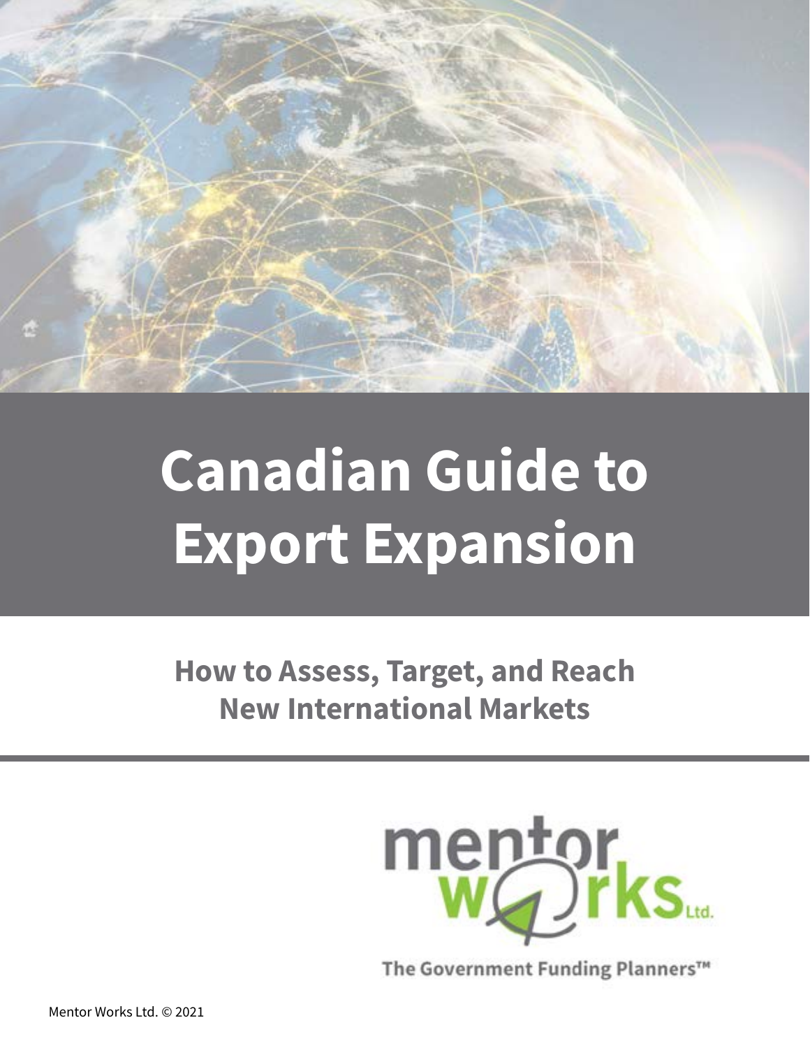# Canadian Guide to Export Expansion

## How to Assess, Target, and Reach New International Markets

mentor works Ltd.

The Government Funding Planners™

Mentor Works Ltd. © 2021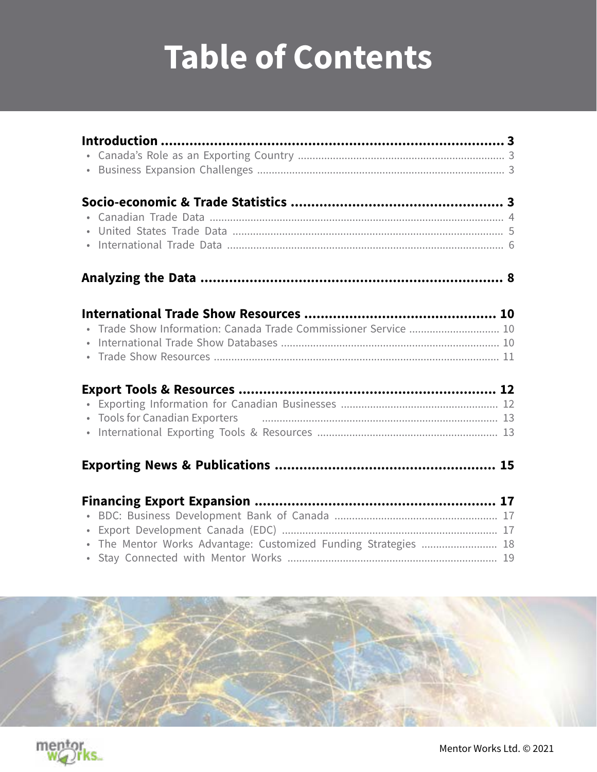# Table of Contents

**Introduction ..................................................................... 3**
- Canada's Role as an Exporting Country ...................................................................... 3
- Business Expansion Challenges .................................................................................... 3

**Socio-economic & Trade Statistics .................................................... 3**
- Canadian Trade Data .................................................................................................... 4
- United States Trade Data ............................................................................................ 5
- International Trade Data .............................................................................................. 6

**Analyzing the Data ......................................................................... 8**

**International Trade Show Resources ............................................... 10**
- Trade Show Information: Canada Trade Commissioner Service ............................... 10
- International Trade Show Databases .......................................................................... 10
- Trade Show Resources ................................................................................................. 11

**Export Tools & Resources ............................................................... 12**
- Exporting Information for Canadian Businesses ...................................................... 12
- Tools for Canadian Exporters ................................................................................ 13
- International Exporting Tools & Resources ............................................................. 13

**Exporting News & Publications ...................................................... 15**

**Financing Export Expansion ........................................................... 17**
- BDC: Business Development Bank of Canada ........................................................ 17
- Export Development Canada (EDC) ......................................................................... 17
- The Mentor Works Advantage: Customized Funding Strategies .......................... 18
- Stay Connected with Mentor Works ....................................................................... 19

Mentor Works Ltd. © 2021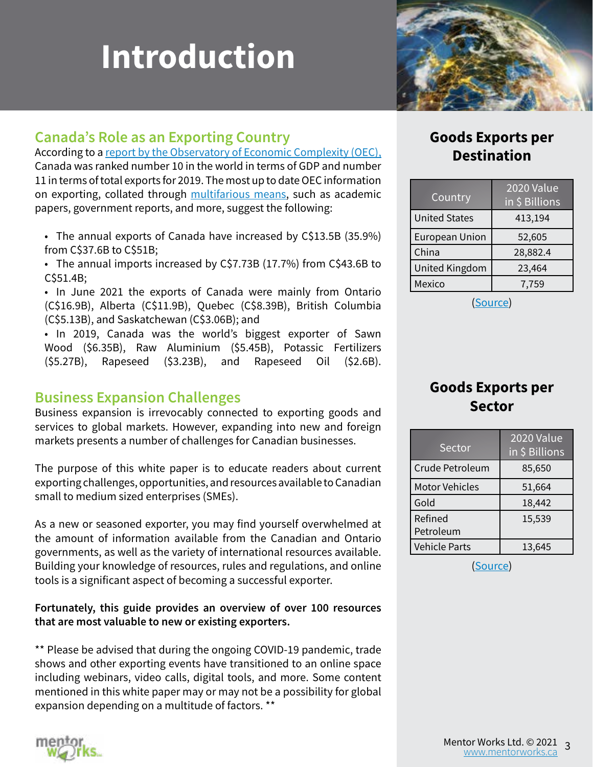# Introduction

## Canada's Role as an Exporting Country

According to a [report by the Observatory of Economic Complexity (OEC)](), Canada was ranked number 10 in the world in terms of GDP and number 11 in terms of total exports for 2019. The most up to date OEC information on exporting, collated through [multifarious means](), such as academic papers, government reports, and more, suggest the following:

- The annual exports of Canada have increased by C$13.5B (35.9%) from C$37.6B to C$51B;
- The annual imports increased by C$7.73B (17.7%) from C$43.6B to C$51.4B;
- In June 2021 the exports of Canada were mainly from Ontario (C$16.9B), Alberta (C$11.9B), Quebec (C$8.39B), British Columbia (C$5.13B), and Saskatchewan (C$3.06B); and
- In 2019, Canada was the world's biggest exporter of Sawn Wood ($6.35B), Raw Aluminium ($5.45B), Potassic Fertilizers ($5.27B), Rapeseed ($3.23B), and Rapeseed Oil ($2.6B).

## Business Expansion Challenges

Business expansion is irrevocably connected to exporting goods and services to global markets. However, expanding into new and foreign markets presents a number of challenges for Canadian businesses.

The purpose of this white paper is to educate readers about current exporting challenges, opportunities, and resources available to Canadian small to medium sized enterprises (SMEs).

As a new or seasoned exporter, you may find yourself overwhelmed at the amount of information available from the Canadian and Ontario governments, as well as the variety of international resources available. Building your knowledge of resources, rules and regulations, and online tools is a significant aspect of becoming a successful exporter.

**Fortunately, this guide provides an overview of over 100 resources that are most valuable to new or existing exporters.**

** Please be advised that during the ongoing COVID-19 pandemic, trade shows and other exporting events have transitioned to an online space including webinars, video calls, digital tools, and more. Some content mentioned in this white paper may or may not be a possibility for global expansion depending on a multitude of factors. **

## Goods Exports per Destination

| Country | 2020 Value in $ Billions |
|---|---|
| United States | 413,194 |
| European Union | 52,605 |
| China | 28,882.4 |
| United Kingdom | 23,464 |
| Mexico | 7,759 |

([Source]())

## Goods Exports per Sector

| Sector | 2020 Value in $ Billions |
|---|---|
| Crude Petroleum | 85,650 |
| Motor Vehicles | 51,664 |
| Gold | 18,442 |
| Refined Petroleum | 15,539 |
| Vehicle Parts | 13,645 |

([Source]())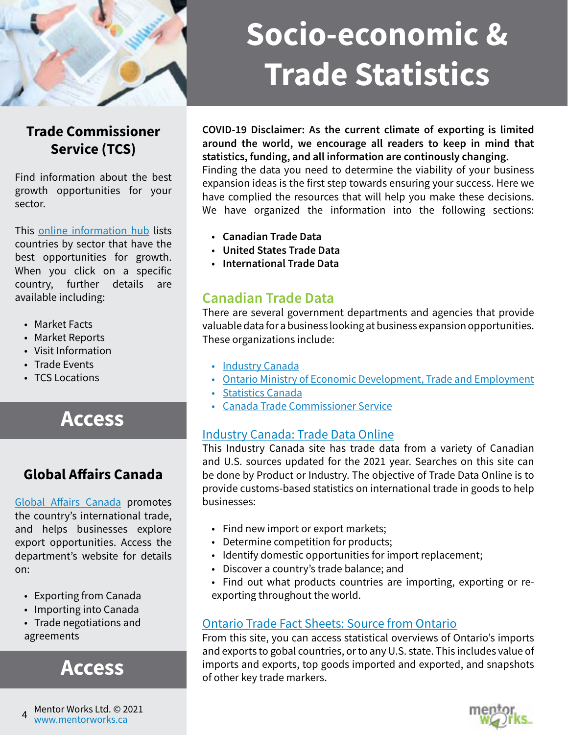# Socio-economic & Trade Statistics

**COVID-19 Disclaimer: As the current climate of exporting is limited around the world, we encourage all readers to keep in mind that statistics, funding, and all information are continously changing.**

Finding the data you need to determine the viability of your business expansion ideas is the first step towards ensuring your success. Here we have complied the resources that will help you make these decisions. We have organized the information into the following sections:

- **Canadian Trade Data**
- **United States Trade Data**
- **International Trade Data**

## Canadian Trade Data

There are several government departments and agencies that provide valuable data for a business looking at business expansion opportunities. These organizations include:

- Industry Canada
- Ontario Ministry of Economic Development, Trade and Employment
- Statistics Canada
- Canada Trade Commissioner Service

### Industry Canada: Trade Data Online

This Industry Canada site has trade data from a variety of Canadian and U.S. sources updated for the 2021 year. Searches on this site can be done by Product or Industry. The objective of Trade Data Online is to provide customs-based statistics on international trade in goods to help businesses:

- Find new import or export markets;
- Determine competition for products;
- Identify domestic opportunities for import replacement;
- Discover a country's trade balance; and
- Find out what products countries are importing, exporting or re-exporting throughout the world.

### Ontario Trade Fact Sheets: Source from Ontario

From this site, you can access statistical overviews of Ontario's imports and exports to gobal countries, or to any U.S. state. This includes value of imports and exports, top goods imported and exported, and snapshots of other key trade markers.

### Trade Commissioner Service (TCS)

Find information about the best growth opportunities for your sector.

This online information hub lists countries by sector that have the best opportunities for growth. When you click on a specific country, further details are available including:

- Market Facts
- Market Reports
- Visit Information
- Trade Events
- TCS Locations

**Access**

### Global Affairs Canada

Global Affairs Canada promotes the country's international trade, and helps businesses explore export opportunities. Access the department's website for details on:

- Exporting from Canada
- Importing into Canada
- Trade negotiations and agreements

**Access**

Mentor Works Ltd. © 2021
www.mentorworks.ca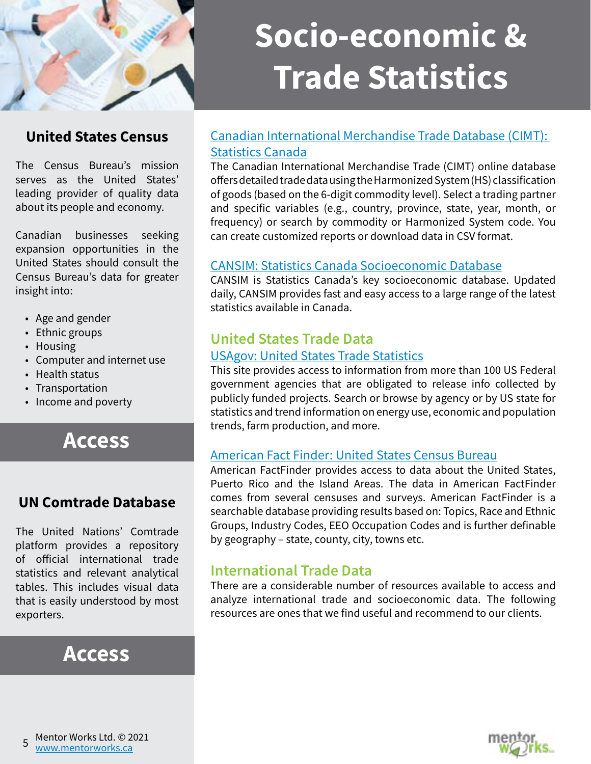# Socio-economic & Trade Statistics

## United States Census

The Census Bureau's mission serves as the United States' leading provider of quality data about its people and economy.

Canadian businesses seeking expansion opportunities in the United States should consult the Census Bureau's data for greater insight into:

- Age and gender
- Ethnic groups
- Housing
- Computer and internet use
- Health status
- Transportation
- Income and poverty

**Access**

## UN Comtrade Database

The United Nations' Comtrade platform provides a repository of official international trade statistics and relevant analytical tables. This includes visual data that is easily understood by most exporters.

**Access**

## International Trade Data

There are a considerable number of resources available to access and analyze international trade and socioeconomic data. The following resources are ones that we find useful and recommend to our clients.

### Canadian International Merchandise Trade Database (CIMT): Statistics Canada

The Canadian International Merchandise Trade (CIMT) online database offers detailed trade data using the Harmonized System (HS) classification of goods (based on the 6-digit commodity level). Select a trading partner and specific variables (e.g., country, province, state, year, month, or frequency) or search by commodity or Harmonized System code. You can create customized reports or download data in CSV format.

### CANSIM: Statistics Canada Socioeconomic Database

CANSIM is Statistics Canada's key socioeconomic database. Updated daily, CANSIM provides fast and easy access to a large range of the latest statistics available in Canada.

## United States Trade Data

### USAgov: United States Trade Statistics

This site provides access to information from more than 100 US Federal government agencies that are obligated to release info collected by publicly funded projects. Search or browse by agency or by US state for statistics and trend information on energy use, economic and population trends, farm production, and more.

### American Fact Finder: United States Census Bureau

American FactFinder provides access to data about the United States, Puerto Rico and the Island Areas. The data in American FactFinder comes from several censuses and surveys. American FactFinder is a searchable database providing results based on: Topics, Race and Ethnic Groups, Industry Codes, EEO Occupation Codes and is further definable by geography – state, county, city, towns etc.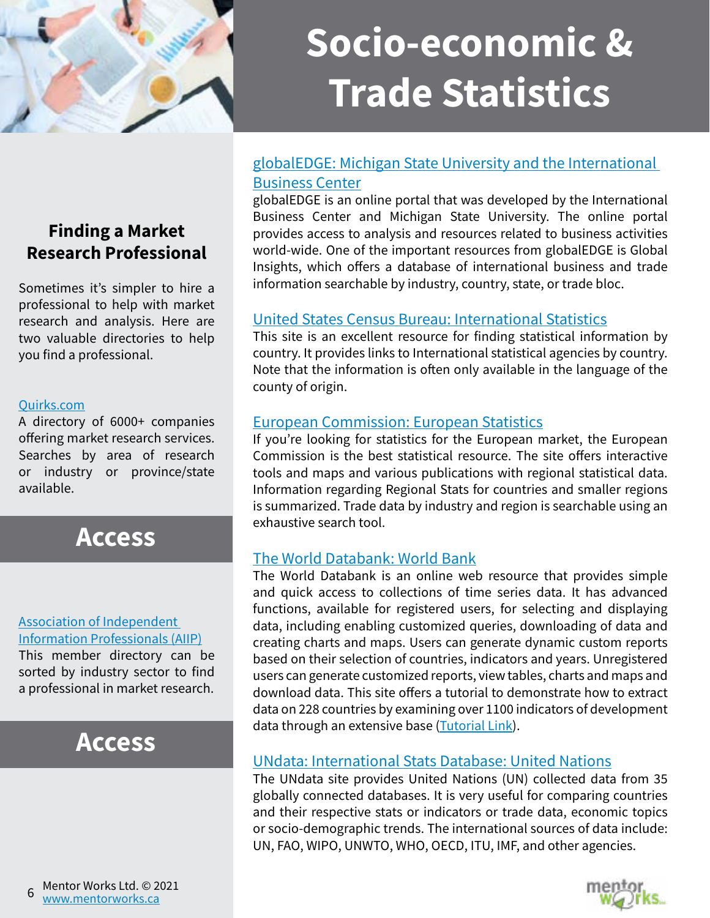# Socio-economic & Trade Statistics

## globalEDGE: Michigan State University and the International Business Center

globalEDGE is an online portal that was developed by the International Business Center and Michigan State University. The online portal provides access to analysis and resources related to business activities world-wide. One of the important resources from globalEDGE is Global Insights, which offers a database of international business and trade information searchable by industry, country, state, or trade bloc.

## United States Census Bureau: International Statistics

This site is an excellent resource for finding statistical information by country. It provides links to International statistical agencies by country. Note that the information is often only available in the language of the county of origin.

## European Commission: European Statistics

If you're looking for statistics for the European market, the European Commission is the best statistical resource. The site offers interactive tools and maps and various publications with regional statistical data. Information regarding Regional Stats for countries and smaller regions is summarized. Trade data by industry and region is searchable using an exhaustive search tool.

## The World Databank: World Bank

The World Databank is an online web resource that provides simple and quick access to collections of time series data. It has advanced functions, available for registered users, for selecting and displaying data, including enabling customized queries, downloading of data and creating charts and maps. Users can generate dynamic custom reports based on their selection of countries, indicators and years. Unregistered users can generate customized reports, view tables, charts and maps and download data. This site offers a tutorial to demonstrate how to extract data on 228 countries by examining over 1100 indicators of development data through an extensive base (Tutorial Link).

## UNdata: International Stats Database: United Nations

The UNdata site provides United Nations (UN) collected data from 35 globally connected databases. It is very useful for comparing countries and their respective stats or indicators or trade data, economic topics or socio-demographic trends. The international sources of data include: UN, FAO, WIPO, UNWTO, WHO, OECD, ITU, IMF, and other agencies.

## Finding a Market Research Professional

Sometimes it's simpler to hire a professional to help with market research and analysis. Here are two valuable directories to help you find a professional.

**Quirks.com**

A directory of 6000+ companies offering market research services. Searches by area of research or industry or province/state available.

**Access**

**Association of Independent Information Professionals (AIIP)**

This member directory can be sorted by industry sector to find a professional in market research.

**Access**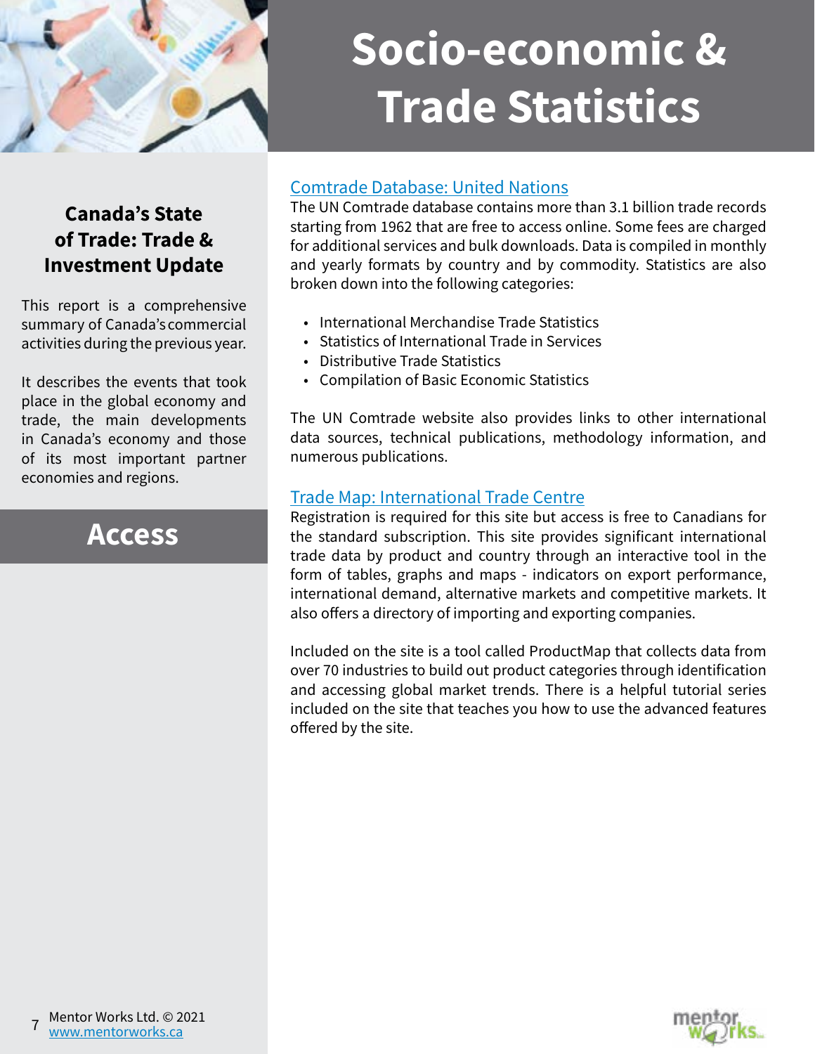# Socio-economic & Trade Statistics

### Canada's State of Trade: Trade & Investment Update

This report is a comprehensive summary of Canada's commercial activities during the previous year.

It describes the events that took place in the global economy and trade, the main developments in Canada's economy and those of its most important partner economies and regions.

## Access

### [Comtrade Database: United Nations]

The UN Comtrade database contains more than 3.1 billion trade records starting from 1962 that are free to access online. Some fees are charged for additional services and bulk downloads. Data is compiled in monthly and yearly formats by country and by commodity. Statistics are also broken down into the following categories:

- International Merchandise Trade Statistics
- Statistics of International Trade in Services
- Distributive Trade Statistics
- Compilation of Basic Economic Statistics

The UN Comtrade website also provides links to other international data sources, technical publications, methodology information, and numerous publications.

### [Trade Map: International Trade Centre]

Registration is required for this site but access is free to Canadians for the standard subscription. This site provides significant international trade data by product and country through an interactive tool in the form of tables, graphs and maps - indicators on export performance, international demand, alternative markets and competitive markets. It also offers a directory of importing and exporting companies.

Included on the site is a tool called ProductMap that collects data from over 70 industries to build out product categories through identification and accessing global market trends. There is a helpful tutorial series included on the site that teaches you how to use the advanced features offered by the site.

Mentor Works Ltd. © 2021
www.mentorworks.ca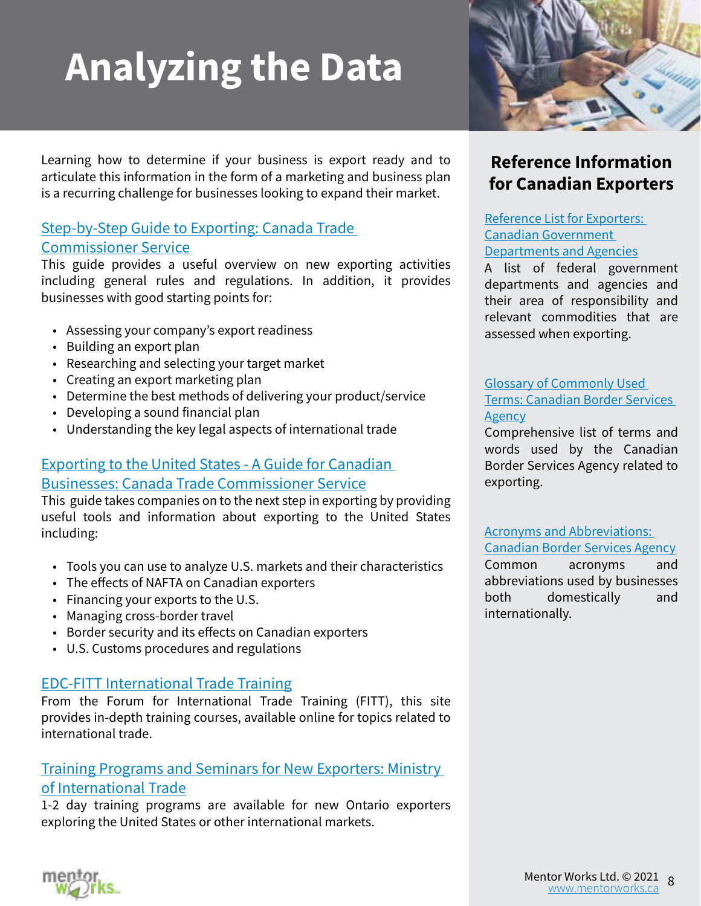# Analyzing the Data

Learning how to determine if your business is export ready and to articulate this information in the form of a marketing and business plan is a recurring challenge for businesses looking to expand their market.

### Step-by-Step Guide to Exporting: Canada Trade Commissioner Service

This guide provides a useful overview on new exporting activities including general rules and regulations. In addition, it provides businesses with good starting points for:

- Assessing your company's export readiness
- Building an export plan
- Researching and selecting your target market
- Creating an export marketing plan
- Determine the best methods of delivering your product/service
- Developing a sound financial plan
- Understanding the key legal aspects of international trade

### Exporting to the United States - A Guide for Canadian Businesses: Canada Trade Commissioner Service

This guide takes companies on to the next step in exporting by providing useful tools and information about exporting to the United States including:

- Tools you can use to analyze U.S. markets and their characteristics
- The effects of NAFTA on Canadian exporters
- Financing your exports to the U.S.
- Managing cross-border travel
- Border security and its effects on Canadian exporters
- U.S. Customs procedures and regulations

### EDC-FITT International Trade Training

From the Forum for International Trade Training (FITT), this site provides in-depth training courses, available online for topics related to international trade.

### Training Programs and Seminars for New Exporters: Ministry of International Trade

1-2 day training programs are available for new Ontario exporters exploring the United States or other international markets.

## Reference Information for Canadian Exporters

### Reference List for Exporters: Canadian Government Departments and Agencies

A list of federal government departments and agencies and their area of responsibility and relevant commodities that are assessed when exporting.

### Glossary of Commonly Used Terms: Canadian Border Services Agency

Comprehensive list of terms and words used by the Canadian Border Services Agency related to exporting.

### Acronyms and Abbreviations: Canadian Border Services Agency

Common acronyms and abbreviations used by businesses both domestically and internationally.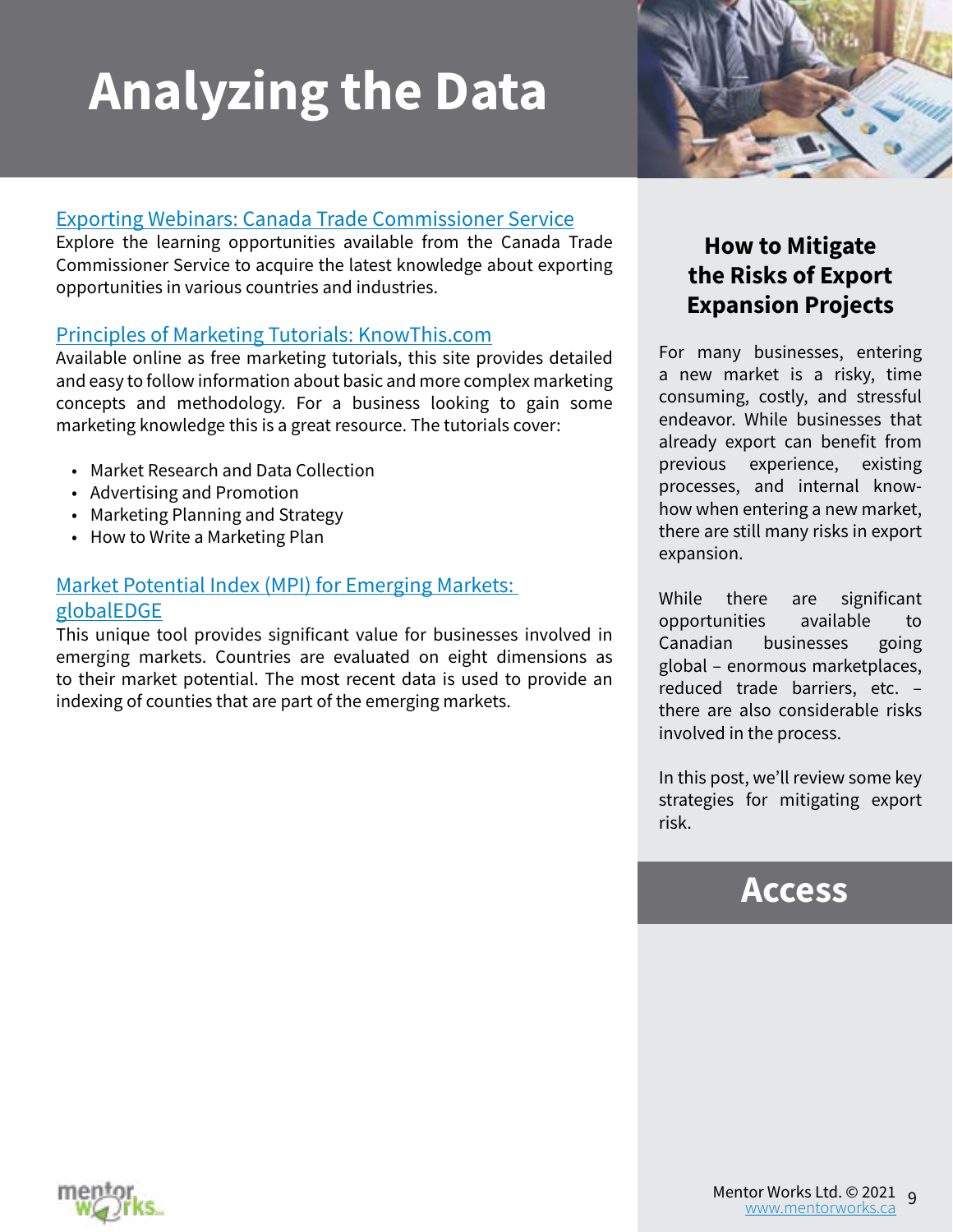# Analyzing the Data

[Exporting Webinars: Canada Trade Commissioner Service]

Explore the learning opportunities available from the Canada Trade Commissioner Service to acquire the latest knowledge about exporting opportunities in various countries and industries.

[Principles of Marketing Tutorials: KnowThis.com]

Available online as free marketing tutorials, this site provides detailed and easy to follow information about basic and more complex marketing concepts and methodology. For a business looking to gain some marketing knowledge this is a great resource. The tutorials cover:

- Market Research and Data Collection
- Advertising and Promotion
- Marketing Planning and Strategy
- How to Write a Marketing Plan

[Market Potential Index (MPI) for Emerging Markets: globalEDGE]

This unique tool provides significant value for businesses involved in emerging markets. Countries are evaluated on eight dimensions as to their market potential. The most recent data is used to provide an indexing of counties that are part of the emerging markets.

## How to Mitigate the Risks of Export Expansion Projects

For many businesses, entering a new market is a risky, time consuming, costly, and stressful endeavor. While businesses that already export can benefit from previous experience, existing processes, and internal know-how when entering a new market, there are still many risks in export expansion.

While there are significant opportunities available to Canadian businesses going global – enormous marketplaces, reduced trade barriers, etc. – there are also considerable risks involved in the process.

In this post, we'll review some key strategies for mitigating export risk.

## Access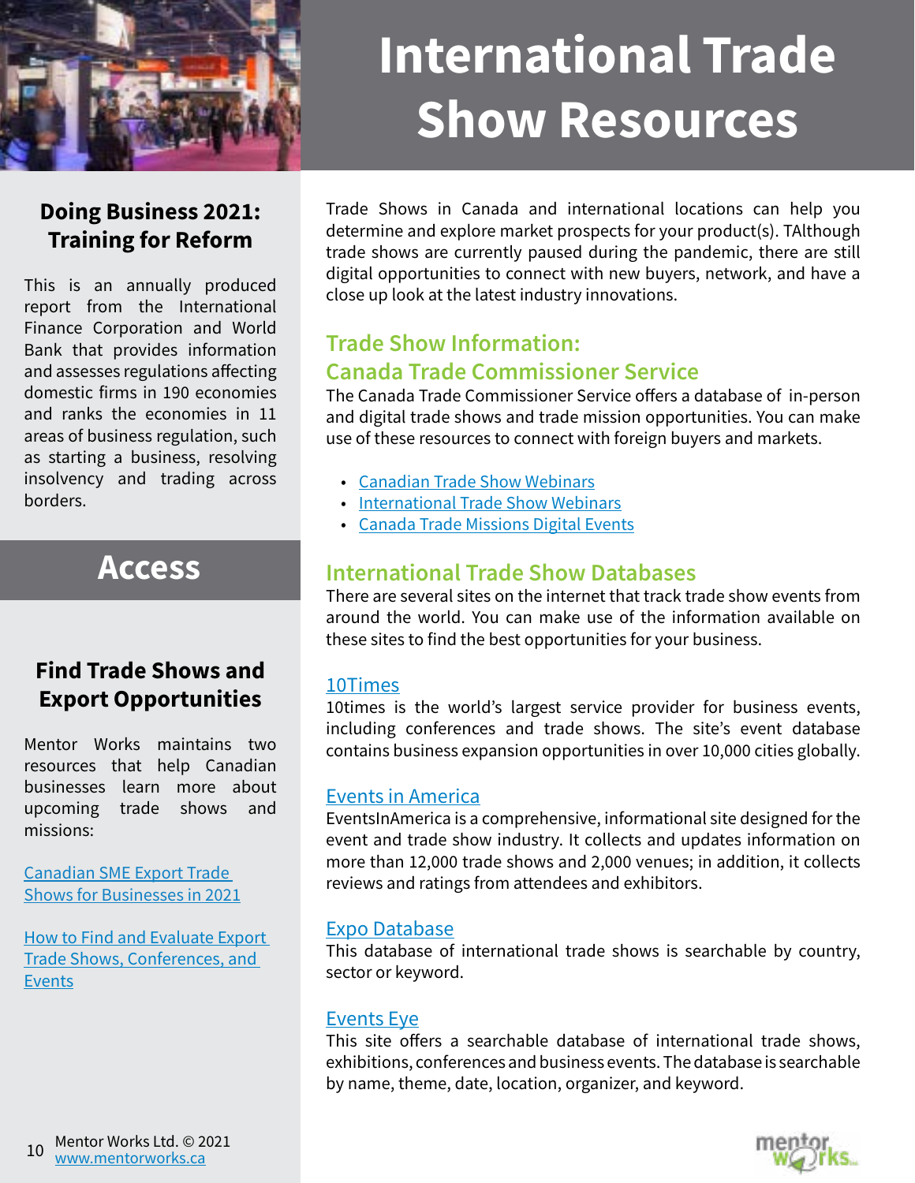# International Trade Show Resources

Trade Shows in Canada and international locations can help you determine and explore market prospects for your product(s). TAlthough trade shows are currently paused during the pandemic, there are still digital opportunities to connect with new buyers, network, and have a close up look at the latest industry innovations.

## Trade Show Information: Canada Trade Commissioner Service

The Canada Trade Commissioner Service offers a database of in-person and digital trade shows and trade mission opportunities. You can make use of these resources to connect with foreign buyers and markets.

- Canadian Trade Show Webinars
- International Trade Show Webinars
- Canada Trade Missions Digital Events

## International Trade Show Databases

There are several sites on the internet that track trade show events from around the world. You can make use of the information available on these sites to find the best opportunities for your business.

### 10Times

10times is the world's largest service provider for business events, including conferences and trade shows. The site's event database contains business expansion opportunities in over 10,000 cities globally.

### Events in America

EventsInAmerica is a comprehensive, informational site designed for the event and trade show industry. It collects and updates information on more than 12,000 trade shows and 2,000 venues; in addition, it collects reviews and ratings from attendees and exhibitors.

### Expo Database

This database of international trade shows is searchable by country, sector or keyword.

### Events Eye

This site offers a searchable database of international trade shows, exhibitions, conferences and business events. The database is searchable by name, theme, date, location, organizer, and keyword.

## Doing Business 2021: Training for Reform

This is an annually produced report from the International Finance Corporation and World Bank that provides information and assesses regulations affecting domestic firms in 190 economies and ranks the economies in 11 areas of business regulation, such as starting a business, resolving insolvency and trading across borders.

## Access

### Find Trade Shows and Export Opportunities

Mentor Works maintains two resources that help Canadian businesses learn more about upcoming trade shows and missions:

Canadian SME Export Trade Shows for Businesses in 2021

How to Find and Evaluate Export Trade Shows, Conferences, and Events

Mentor Works Ltd. © 2021
www.mentorworks.ca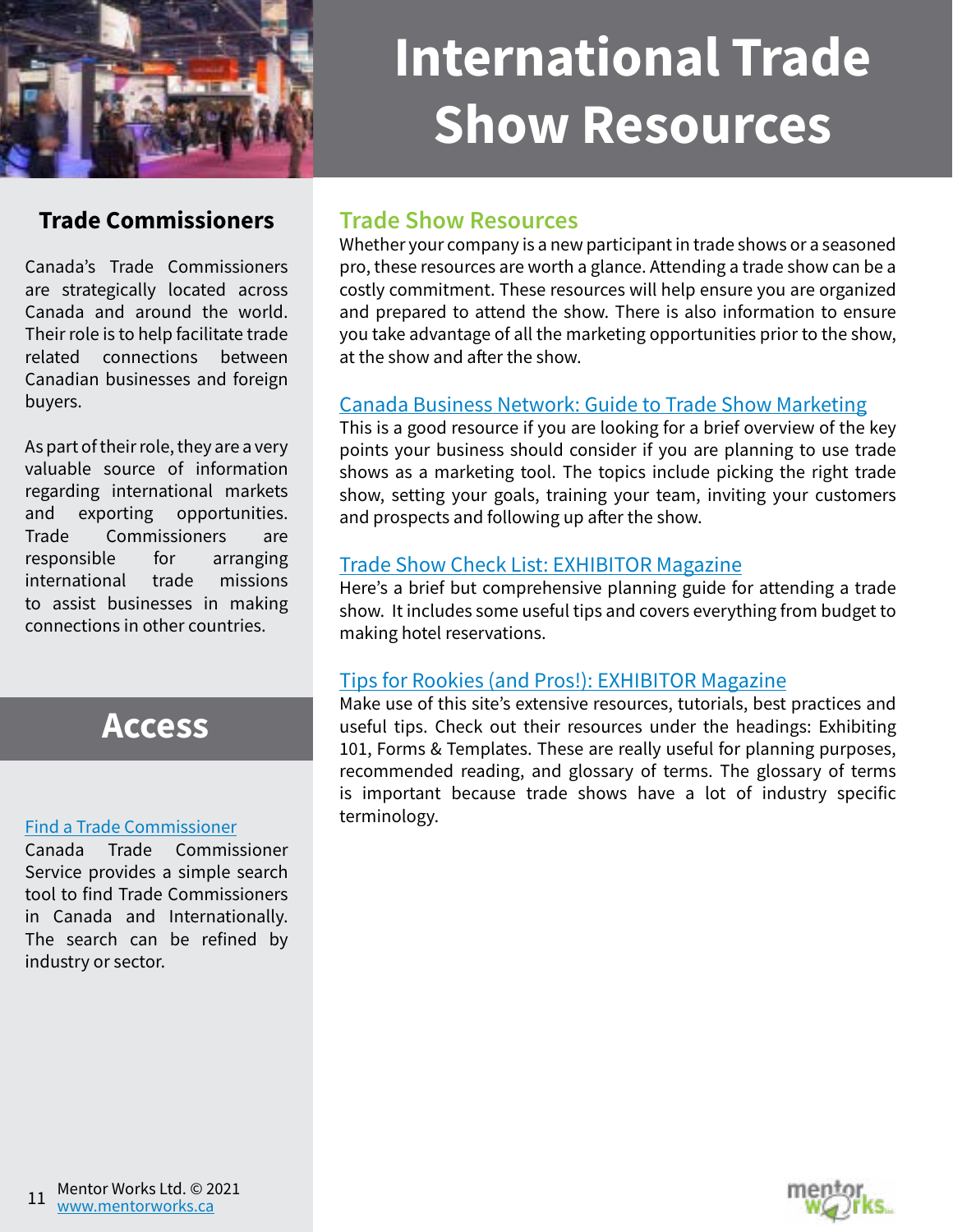# International Trade Show Resources

## Trade Commissioners

Canada's Trade Commissioners are strategically located across Canada and around the world. Their role is to help facilitate trade related connections between Canadian businesses and foreign buyers.

As part of their role, they are a very valuable source of information regarding international markets and exporting opportunities. Trade Commissioners are responsible for arranging international trade missions to assist businesses in making connections in other countries.

## Access

Find a Trade Commissioner
Canada Trade Commissioner Service provides a simple search tool to find Trade Commissioners in Canada and Internationally. The search can be refined by industry or sector.

## Trade Show Resources

Whether your company is a new participant in trade shows or a seasoned pro, these resources are worth a glance. Attending a trade show can be a costly commitment. These resources will help ensure you are organized and prepared to attend the show. There is also information to ensure you take advantage of all the marketing opportunities prior to the show, at the show and after the show.

Canada Business Network: Guide to Trade Show Marketing
This is a good resource if you are looking for a brief overview of the key points your business should consider if you are planning to use trade shows as a marketing tool. The topics include picking the right trade show, setting your goals, training your team, inviting your customers and prospects and following up after the show.

Trade Show Check List: EXHIBITOR Magazine
Here's a brief but comprehensive planning guide for attending a trade show. It includes some useful tips and covers everything from budget to making hotel reservations.

Tips for Rookies (and Pros!): EXHIBITOR Magazine
Make use of this site's extensive resources, tutorials, best practices and useful tips. Check out their resources under the headings: Exhibiting 101, Forms & Templates. These are really useful for planning purposes, recommended reading, and glossary of terms. The glossary of terms is important because trade shows have a lot of industry specific terminology.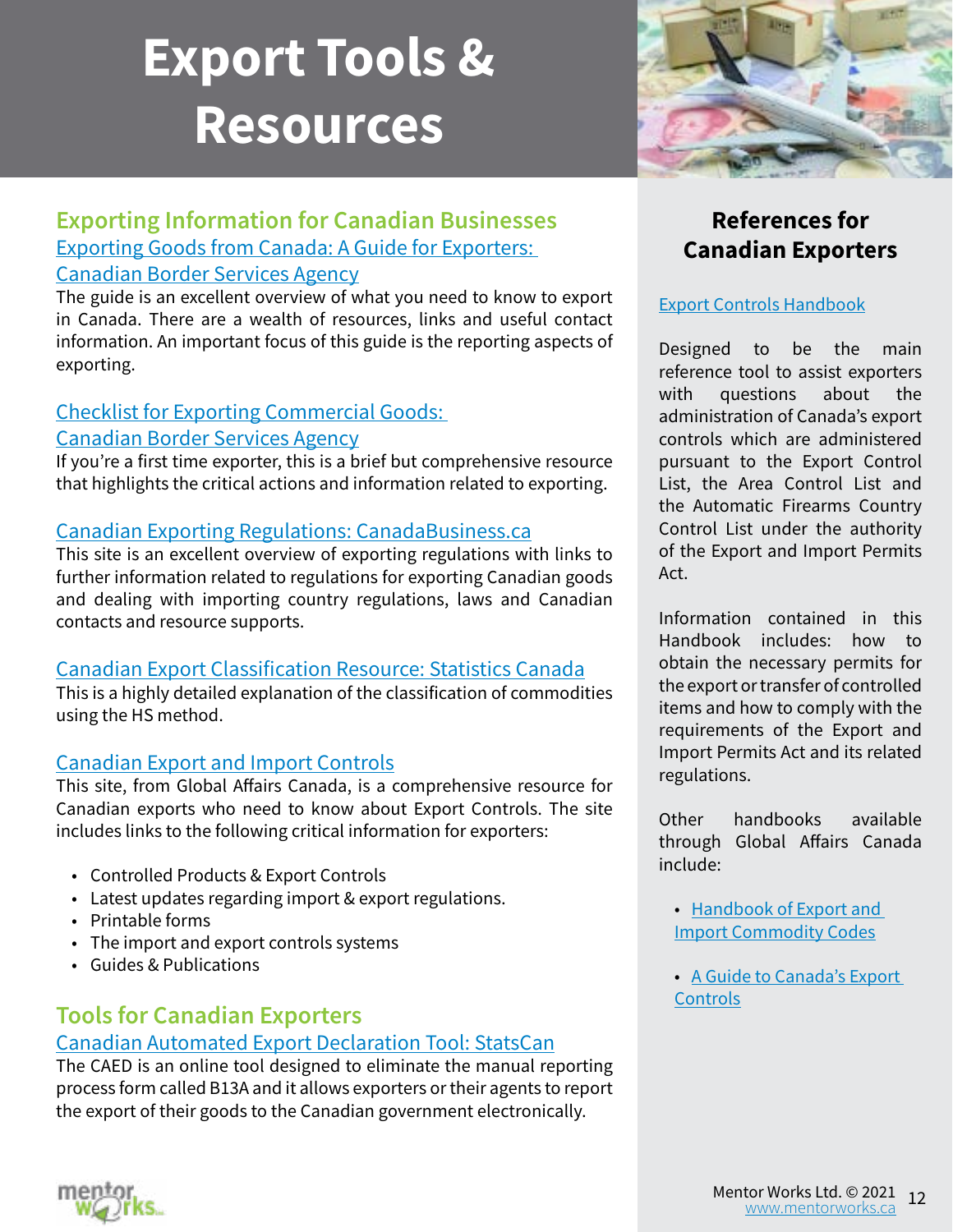# Export Tools & Resources

## Exporting Information for Canadian Businesses

**Exporting Goods from Canada: A Guide for Exporters: Canadian Border Services Agency**

The guide is an excellent overview of what you need to know to export in Canada. There are a wealth of resources, links and useful contact information. An important focus of this guide is the reporting aspects of exporting.

**Checklist for Exporting Commercial Goods: Canadian Border Services Agency**

If you're a first time exporter, this is a brief but comprehensive resource that highlights the critical actions and information related to exporting.

**Canadian Exporting Regulations: CanadaBusiness.ca**

This site is an excellent overview of exporting regulations with links to further information related to regulations for exporting Canadian goods and dealing with importing country regulations, laws and Canadian contacts and resource supports.

**Canadian Export Classification Resource: Statistics Canada**

This is a highly detailed explanation of the classification of commodities using the HS method.

**Canadian Export and Import Controls**

This site, from Global Affairs Canada, is a comprehensive resource for Canadian exports who need to know about Export Controls. The site includes links to the following critical information for exporters:

- Controlled Products & Export Controls
- Latest updates regarding import & export regulations.
- Printable forms
- The import and export controls systems
- Guides & Publications

## Tools for Canadian Exporters

**Canadian Automated Export Declaration Tool: StatsCan**

The CAED is an online tool designed to eliminate the manual reporting process form called B13A and it allows exporters or their agents to report the export of their goods to the Canadian government electronically.

## References for Canadian Exporters

**Export Controls Handbook**

Designed to be the main reference tool to assist exporters with questions about the administration of Canada's export controls which are administered pursuant to the Export Control List, the Area Control List and the Automatic Firearms Country Control List under the authority of the Export and Import Permits Act.

Information contained in this Handbook includes: how to obtain the necessary permits for the export or transfer of controlled items and how to comply with the requirements of the Export and Import Permits Act and its related regulations.

Other handbooks available through Global Affairs Canada include:

- Handbook of Export and Import Commodity Codes
- A Guide to Canada's Export Controls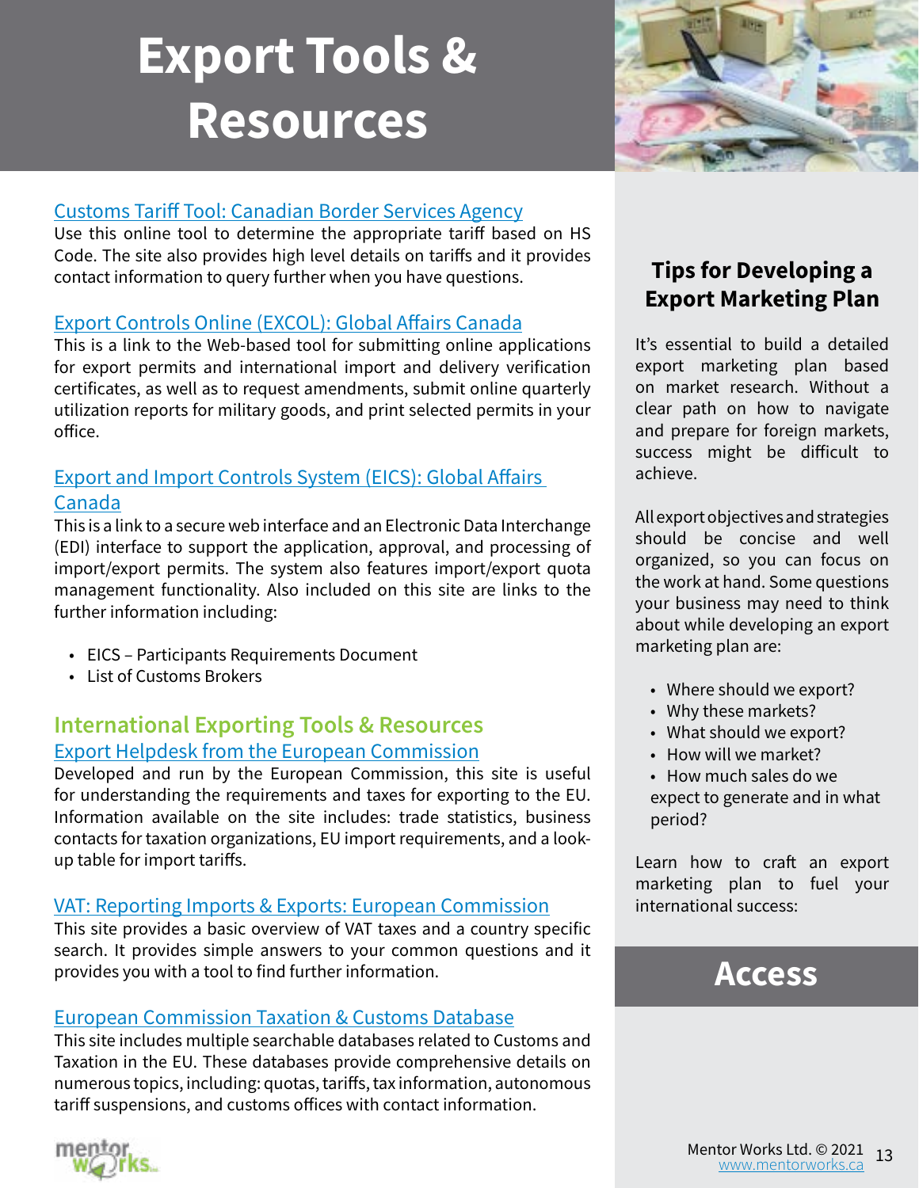# Export Tools & Resources

Customs Tariff Tool: Canadian Border Services Agency

Use this online tool to determine the appropriate tariff based on HS Code. The site also provides high level details on tariffs and it provides contact information to query further when you have questions.

Export Controls Online (EXCOL): Global Affairs Canada

This is a link to the Web-based tool for submitting online applications for export permits and international import and delivery verification certificates, as well as to request amendments, submit online quarterly utilization reports for military goods, and print selected permits in your office.

Export and Import Controls System (EICS): Global Affairs Canada

This is a link to a secure web interface and an Electronic Data Interchange (EDI) interface to support the application, approval, and processing of import/export permits. The system also features import/export quota management functionality. Also included on this site are links to the further information including:

- EICS – Participants Requirements Document
- List of Customs Brokers

## International Exporting Tools & Resources

Export Helpdesk from the European Commission

Developed and run by the European Commission, this site is useful for understanding the requirements and taxes for exporting to the EU. Information available on the site includes: trade statistics, business contacts for taxation organizations, EU import requirements, and a look-up table for import tariffs.

VAT: Reporting Imports & Exports: European Commission

This site provides a basic overview of VAT taxes and a country specific search. It provides simple answers to your common questions and it provides you with a tool to find further information.

European Commission Taxation & Customs Database

This site includes multiple searchable databases related to Customs and Taxation in the EU. These databases provide comprehensive details on numerous topics, including: quotas, tariffs, tax information, autonomous tariff suspensions, and customs offices with contact information.

### Tips for Developing a Export Marketing Plan

It's essential to build a detailed export marketing plan based on market research. Without a clear path on how to navigate and prepare for foreign markets, success might be difficult to achieve.

All export objectives and strategies should be concise and well organized, so you can focus on the work at hand. Some questions your business may need to think about while developing an export marketing plan are:

- Where should we export?
- Why these markets?
- What should we export?
- How will we market?
- How much sales do we expect to generate and in what period?

Learn how to craft an export marketing plan to fuel your international success:

**Access**

Mentor Works Ltd. © 2021
www.mentorworks.ca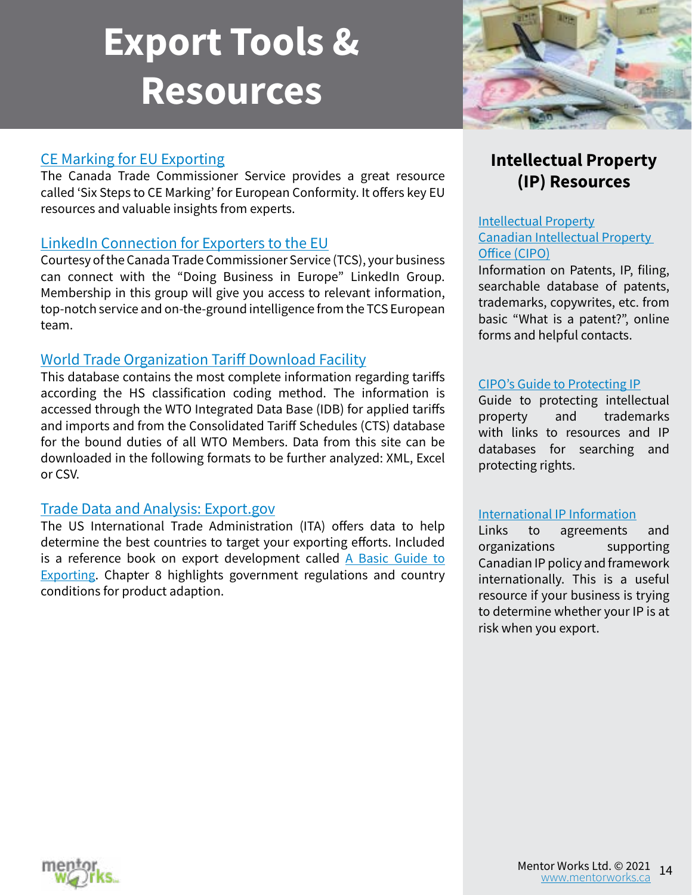# Export Tools & Resources

[CE Marking for EU Exporting](#)
The Canada Trade Commissioner Service provides a great resource called 'Six Steps to CE Marking' for European Conformity. It offers key EU resources and valuable insights from experts.

[LinkedIn Connection for Exporters to the EU](#)
Courtesy of the Canada Trade Commissioner Service (TCS), your business can connect with the "Doing Business in Europe" LinkedIn Group. Membership in this group will give you access to relevant information, top-notch service and on-the-ground intelligence from the TCS European team.

[World Trade Organization Tariff Download Facility](#)
This database contains the most complete information regarding tariffs according the HS classification coding method. The information is accessed through the WTO Integrated Data Base (IDB) for applied tariffs and imports and from the Consolidated Tariff Schedules (CTS) database for the bound duties of all WTO Members. Data from this site can be downloaded in the following formats to be further analyzed: XML, Excel or CSV.

[Trade Data and Analysis: Export.gov](#)
The US International Trade Administration (ITA) offers data to help determine the best countries to target your exporting efforts. Included is a reference book on export development called [A Basic Guide to Exporting](#). Chapter 8 highlights government regulations and country conditions for product adaption.

## Intellectual Property (IP) Resources

[Intellectual Property Canadian Intellectual Property Office (CIPO)](#)
Information on Patents, IP, filing, searchable database of patents, trademarks, copywrites, etc. from basic "What is a patent?", online forms and helpful contacts.

[CIPO's Guide to Protecting IP](#)
Guide to protecting intellectual property and trademarks with links to resources and IP databases for searching and protecting rights.

[International IP Information](#)
Links to agreements and organizations supporting Canadian IP policy and framework internationally. This is a useful resource if your business is trying to determine whether your IP is at risk when you export.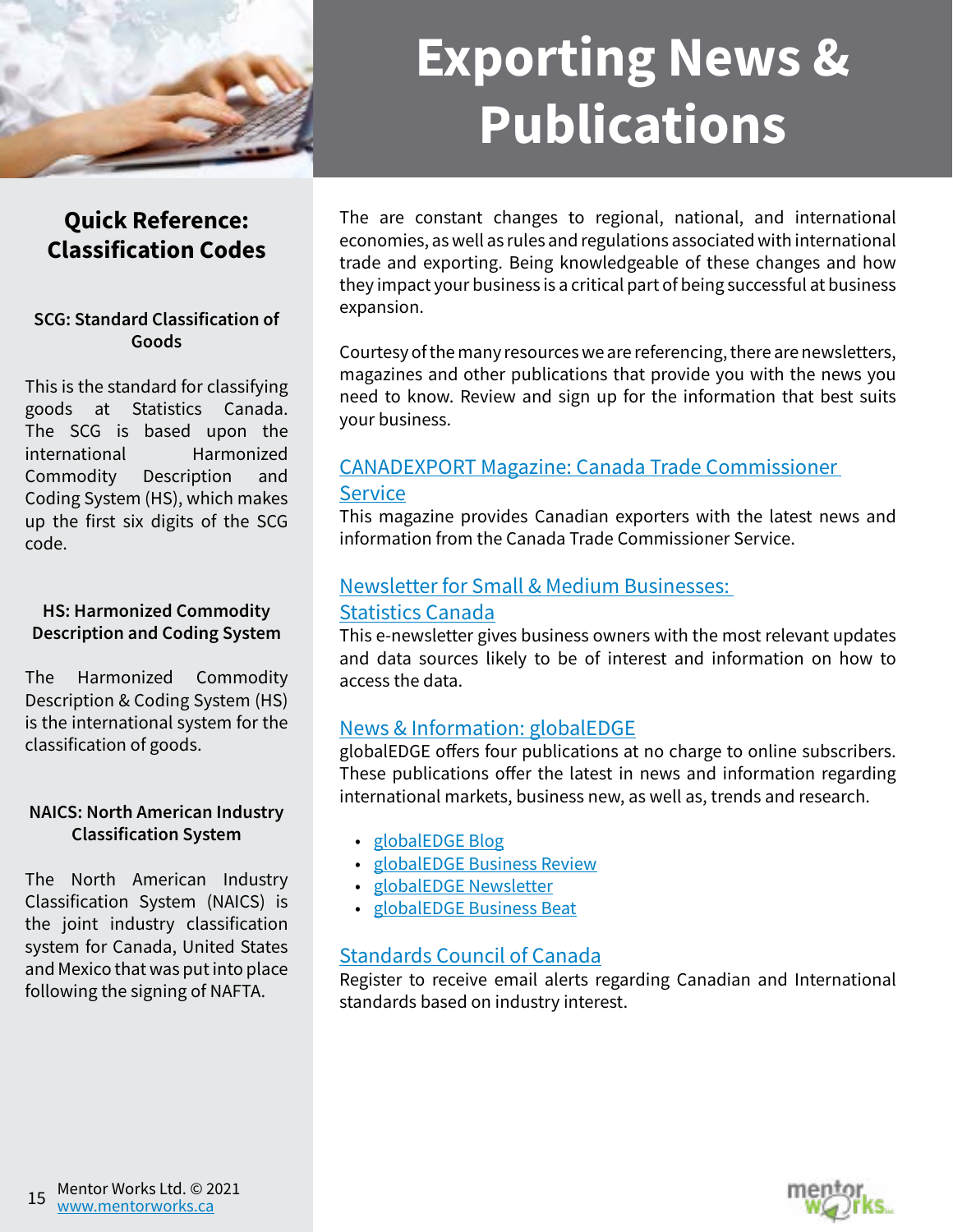# Exporting News & Publications

The are constant changes to regional, national, and international economies, as well as rules and regulations associated with international trade and exporting. Being knowledgeable of these changes and how they impact your business is a critical part of being successful at business expansion.

Courtesy of the many resources we are referencing, there are newsletters, magazines and other publications that provide you with the news you need to know. Review and sign up for the information that best suits your business.

### CANADEXPORT Magazine: Canada Trade Commissioner Service

This magazine provides Canadian exporters with the latest news and information from the Canada Trade Commissioner Service.

### Newsletter for Small & Medium Businesses: Statistics Canada

This e-newsletter gives business owners with the most relevant updates and data sources likely to be of interest and information on how to access the data.

### News & Information: globalEDGE

globalEDGE offers four publications at no charge to online subscribers. These publications offer the latest in news and information regarding international markets, business new, as well as, trends and research.

- globalEDGE Blog
- globalEDGE Business Review
- globalEDGE Newsletter
- globalEDGE Business Beat

### Standards Council of Canada

Register to receive email alerts regarding Canadian and International standards based on industry interest.

## Quick Reference: Classification Codes

**SCG: Standard Classification of Goods**

This is the standard for classifying goods at Statistics Canada. The SCG is based upon the international Harmonized Commodity Description and Coding System (HS), which makes up the first six digits of the SCG code.

**HS: Harmonized Commodity Description and Coding System**

The Harmonized Commodity Description & Coding System (HS) is the international system for the classification of goods.

**NAICS: North American Industry Classification System**

The North American Industry Classification System (NAICS) is the joint industry classification system for Canada, United States and Mexico that was put into place following the signing of NAFTA.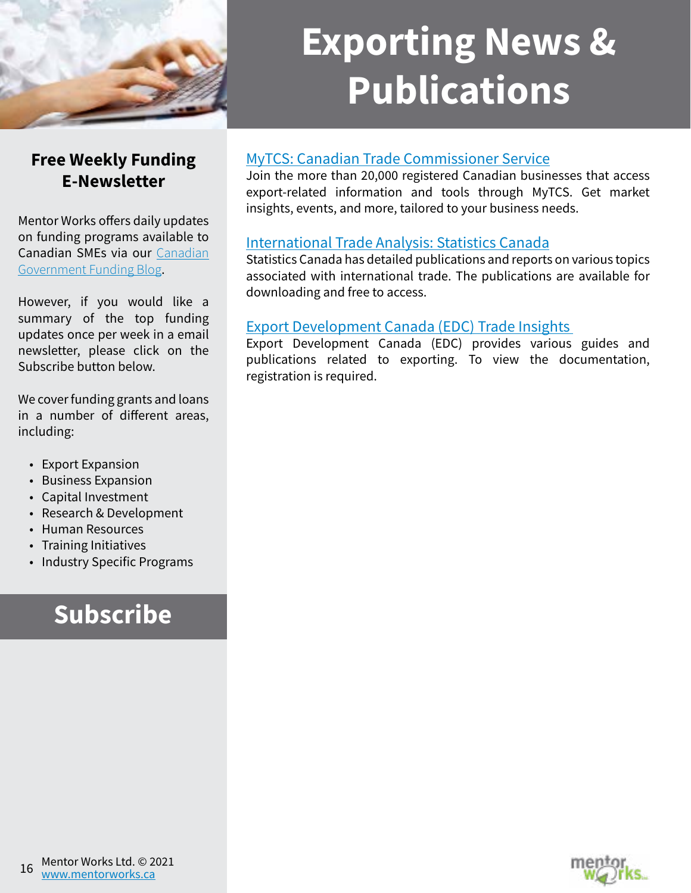# Exporting News & Publications

## Free Weekly Funding E-Newsletter

Mentor Works offers daily updates on funding programs available to Canadian SMEs via our Canadian Government Funding Blog.

However, if you would like a summary of the top funding updates once per week in a email newsletter, please click on the Subscribe button below.

We cover funding grants and loans in a number of different areas, including:

- Export Expansion
- Business Expansion
- Capital Investment
- Research & Development
- Human Resources
- Training Initiatives
- Industry Specific Programs

**Subscribe**

### MyTCS: Canadian Trade Commissioner Service

Join the more than 20,000 registered Canadian businesses that access export-related information and tools through MyTCS. Get market insights, events, and more, tailored to your business needs.

### International Trade Analysis: Statistics Canada

Statistics Canada has detailed publications and reports on various topics associated with international trade. The publications are available for downloading and free to access.

### Export Development Canada (EDC) Trade Insights

Export Development Canada (EDC) provides various guides and publications related to exporting. To view the documentation, registration is required.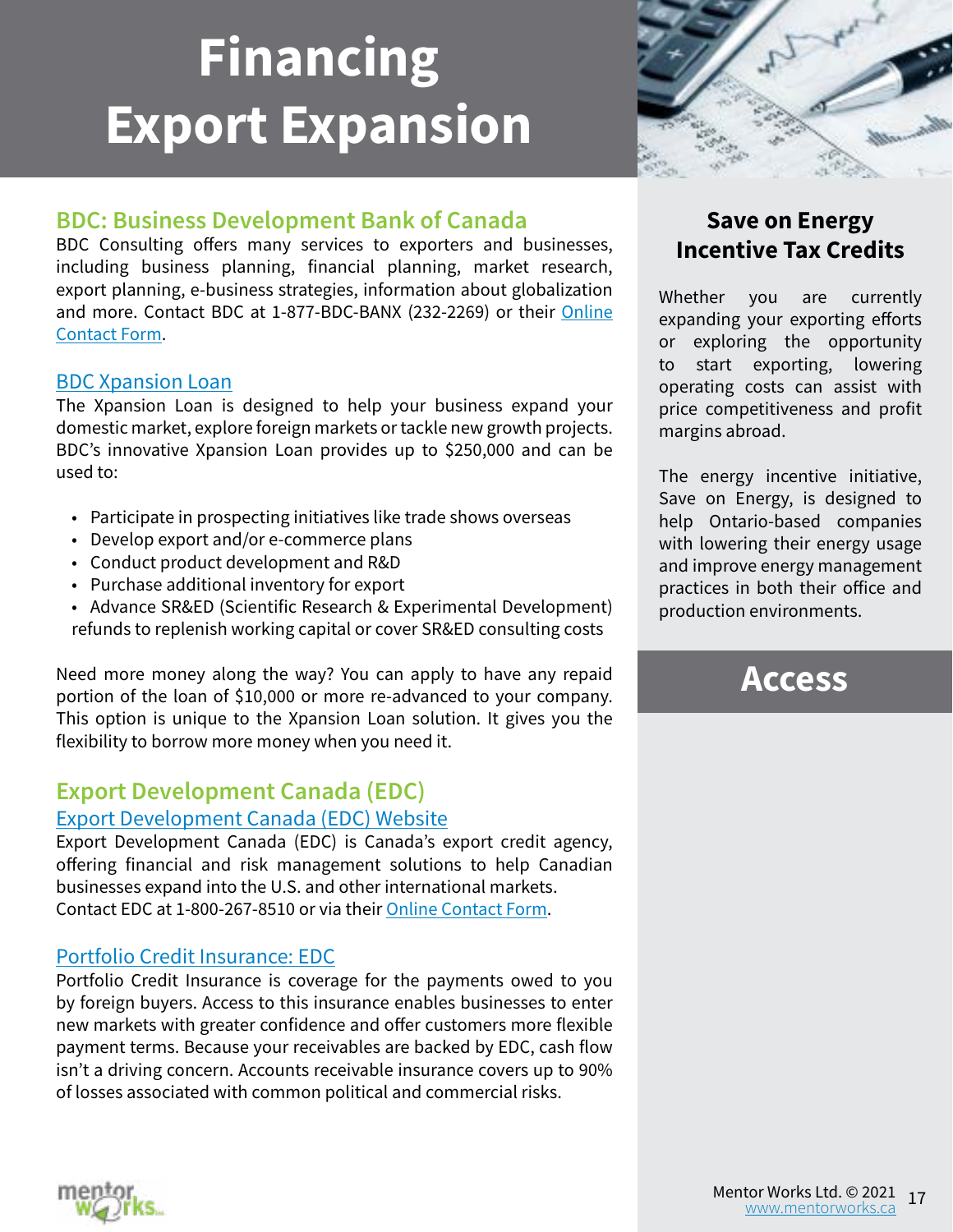# Financing Export Expansion

## BDC: Business Development Bank of Canada

BDC Consulting offers many services to exporters and businesses, including business planning, financial planning, market research, export planning, e-business strategies, information about globalization and more. Contact BDC at 1-877-BDC-BANX (232-2269) or their Online Contact Form.

### BDC Xpansion Loan

The Xpansion Loan is designed to help your business expand your domestic market, explore foreign markets or tackle new growth projects. BDC's innovative Xpansion Loan provides up to $250,000 and can be used to:

- Participate in prospecting initiatives like trade shows overseas
- Develop export and/or e-commerce plans
- Conduct product development and R&D
- Purchase additional inventory for export
- Advance SR&ED (Scientific Research & Experimental Development) refunds to replenish working capital or cover SR&ED consulting costs

Need more money along the way? You can apply to have any repaid portion of the loan of $10,000 or more re-advanced to your company. This option is unique to the Xpansion Loan solution. It gives you the flexibility to borrow more money when you need it.

## Export Development Canada (EDC)

### Export Development Canada (EDC) Website

Export Development Canada (EDC) is Canada's export credit agency, offering financial and risk management solutions to help Canadian businesses expand into the U.S. and other international markets. Contact EDC at 1-800-267-8510 or via their Online Contact Form.

### Portfolio Credit Insurance: EDC

Portfolio Credit Insurance is coverage for the payments owed to you by foreign buyers. Access to this insurance enables businesses to enter new markets with greater confidence and offer customers more flexible payment terms. Because your receivables are backed by EDC, cash flow isn't a driving concern. Accounts receivable insurance covers up to 90% of losses associated with common political and commercial risks.

## Save on Energy Incentive Tax Credits

Whether you are currently expanding your exporting efforts or exploring the opportunity to start exporting, lowering operating costs can assist with price competitiveness and profit margins abroad.

The energy incentive initiative, Save on Energy, is designed to help Ontario-based companies with lowering their energy usage and improve energy management practices in both their office and production environments.

## Access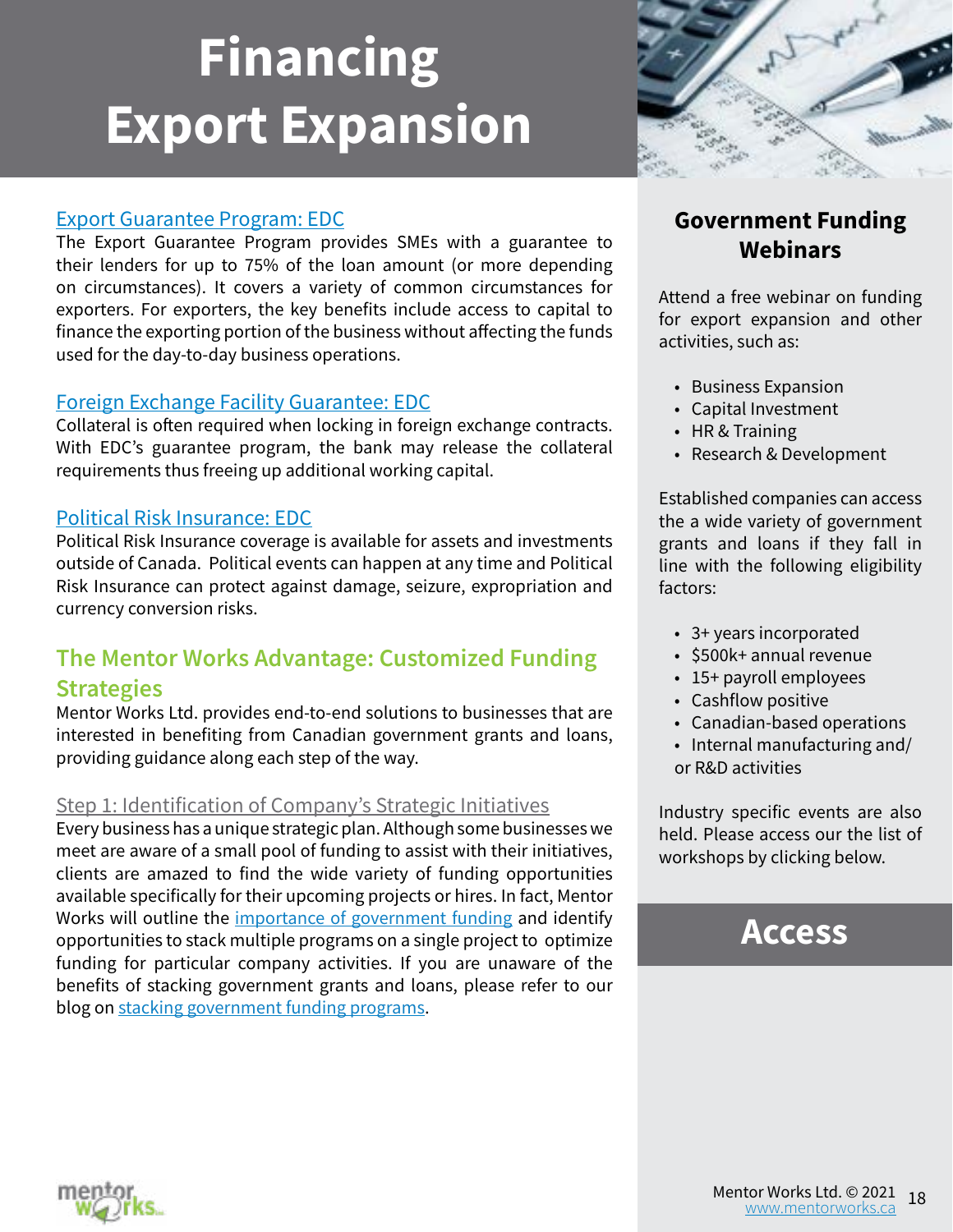# Financing Export Expansion

### Export Guarantee Program: EDC

The Export Guarantee Program provides SMEs with a guarantee to their lenders for up to 75% of the loan amount (or more depending on circumstances). It covers a variety of common circumstances for exporters. For exporters, the key benefits include access to capital to finance the exporting portion of the business without affecting the funds used for the day-to-day business operations.

### Foreign Exchange Facility Guarantee: EDC

Collateral is often required when locking in foreign exchange contracts. With EDC's guarantee program, the bank may release the collateral requirements thus freeing up additional working capital.

### Political Risk Insurance: EDC

Political Risk Insurance coverage is available for assets and investments outside of Canada. Political events can happen at any time and Political Risk Insurance can protect against damage, seizure, expropriation and currency conversion risks.

## The Mentor Works Advantage: Customized Funding Strategies

Mentor Works Ltd. provides end-to-end solutions to businesses that are interested in benefiting from Canadian government grants and loans, providing guidance along each step of the way.

### Step 1: Identification of Company's Strategic Initiatives

Every business has a unique strategic plan. Although some businesses we meet are aware of a small pool of funding to assist with their initiatives, clients are amazed to find the wide variety of funding opportunities available specifically for their upcoming projects or hires. In fact, Mentor Works will outline the importance of government funding and identify opportunities to stack multiple programs on a single project to optimize funding for particular company activities. If you are unaware of the benefits of stacking government grants and loans, please refer to our blog on stacking government funding programs.

## Government Funding Webinars

Attend a free webinar on funding for export expansion and other activities, such as:

- Business Expansion
- Capital Investment
- HR & Training
- Research & Development

Established companies can access the a wide variety of government grants and loans if they fall in line with the following eligibility factors:

- 3+ years incorporated
- $500k+ annual revenue
- 15+ payroll employees
- Cashflow positive
- Canadian-based operations
- Internal manufacturing and/or R&D activities

Industry specific events are also held. Please access our the list of workshops by clicking below.

## Access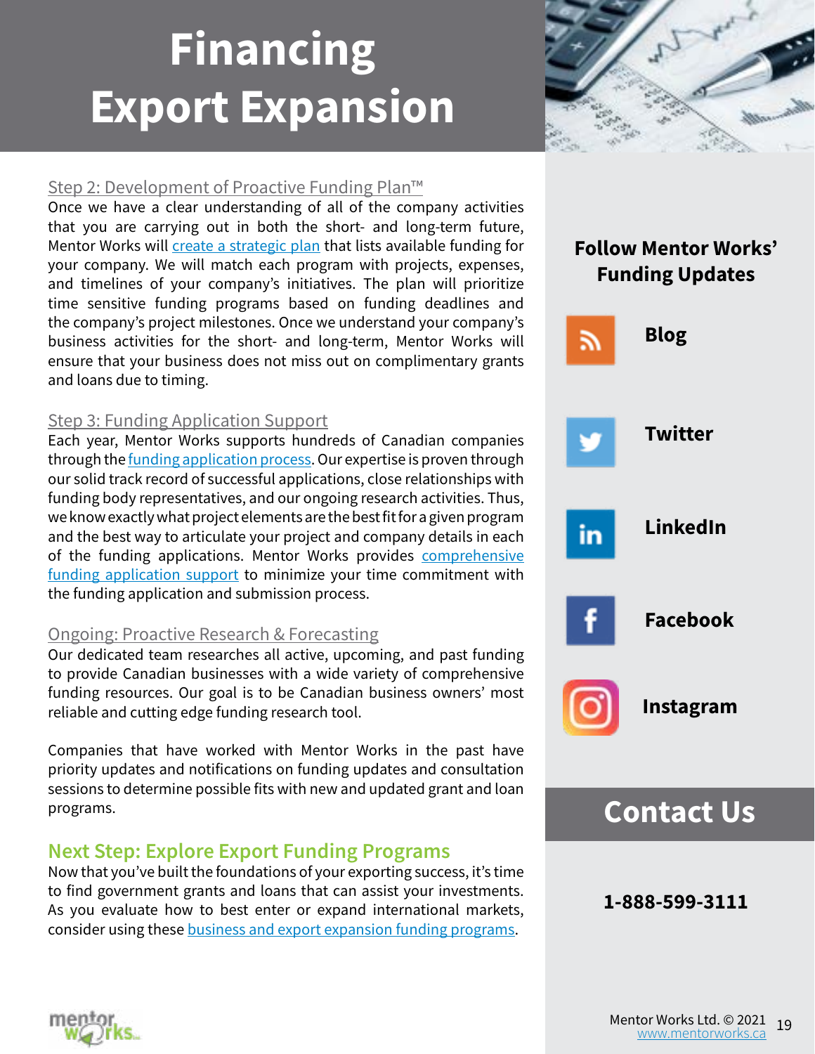# Financing Export Expansion

### Step 2: Development of Proactive Funding Plan™

Once we have a clear understanding of all of the company activities that you are carrying out in both the short- and long-term future, Mentor Works will create a strategic plan that lists available funding for your company. We will match each program with projects, expenses, and timelines of your company's initiatives. The plan will prioritize time sensitive funding programs based on funding deadlines and the company's project milestones. Once we understand your company's business activities for the short- and long-term, Mentor Works will ensure that your business does not miss out on complimentary grants and loans due to timing.

### Step 3: Funding Application Support

Each year, Mentor Works supports hundreds of Canadian companies through the funding application process. Our expertise is proven through our solid track record of successful applications, close relationships with funding body representatives, and our ongoing research activities. Thus, we know exactly what project elements are the best fit for a given program and the best way to articulate your project and company details in each of the funding applications. Mentor Works provides comprehensive funding application support to minimize your time commitment with the funding application and submission process.

### Ongoing: Proactive Research & Forecasting

Our dedicated team researches all active, upcoming, and past funding to provide Canadian businesses with a wide variety of comprehensive funding resources. Our goal is to be Canadian business owners' most reliable and cutting edge funding research tool.

Companies that have worked with Mentor Works in the past have priority updates and notifications on funding updates and consultation sessions to determine possible fits with new and updated grant and loan programs.

## Next Step: Explore Export Funding Programs

Now that you've built the foundations of your exporting success, it's time to find government grants and loans that can assist your investments. As you evaluate how to best enter or expand international markets, consider using these business and export expansion funding programs.

**Follow Mentor Works' Funding Updates**

- **Blog**
- **Twitter**
- **LinkedIn**
- **Facebook**
- **Instagram**

## Contact Us

**1-888-599-3111**

Mentor Works Ltd. © 2021
www.mentorworks.ca